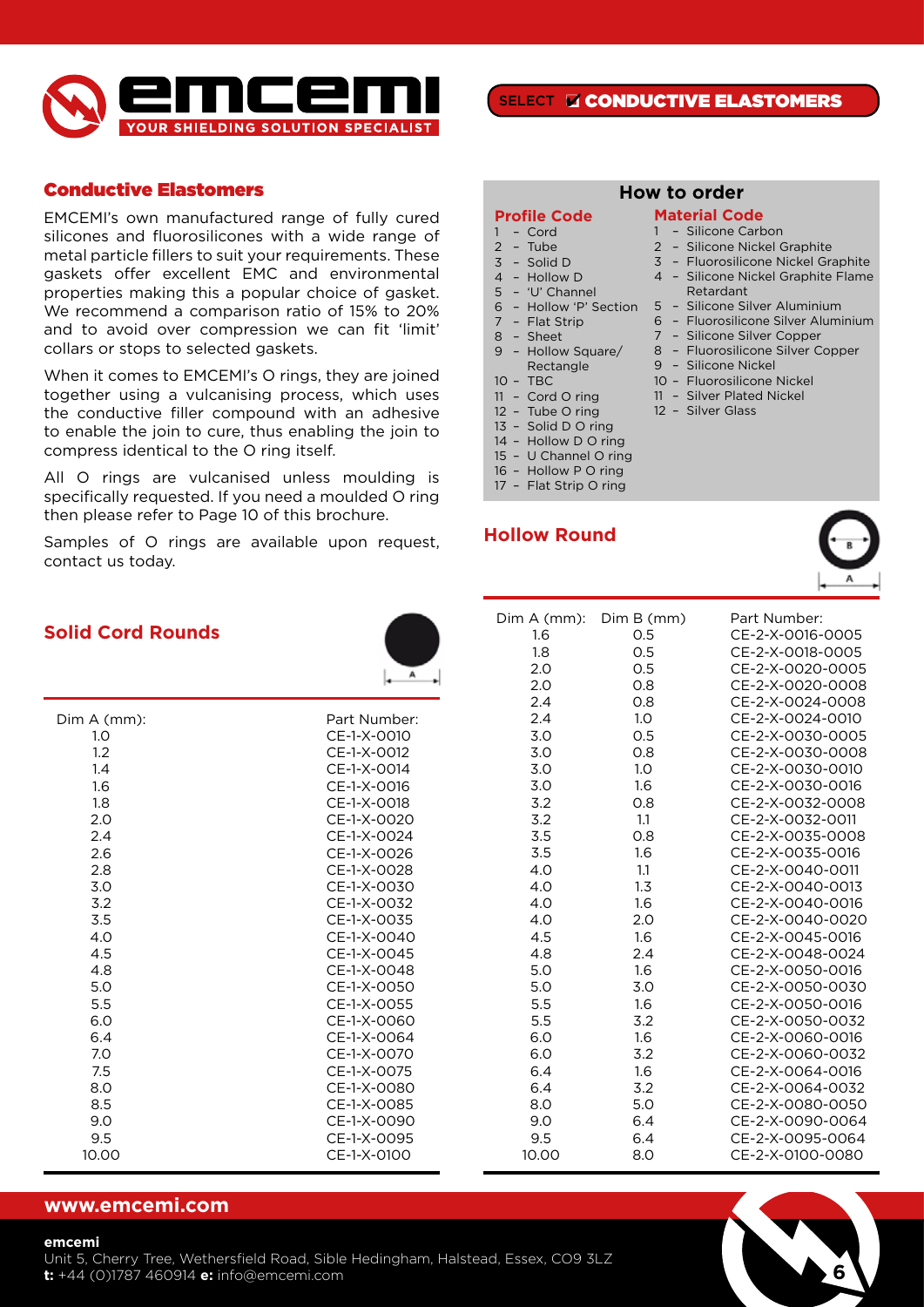SELECT ☑ CONDUCTIVE ELASTOMERS

## Conductive Elastomers

EMCEMI's own manufactured range of fully cured silicones and fluorosilicones with a wide range of metal particle fillers to suit your requirements. These gaskets offer excellent EMC and environmental properties making this a popular choice of gasket. We recommend a comparison ratio of 15% to 20% and to avoid over compression we can fit 'limit' collars or stops to selected gaskets.

When it comes to EMCEMI's O rings, they are joined together using a vulcanising process, which uses the conductive filler compound with an adhesive to enable the join to cure, thus enabling the join to compress identical to the O ring itself.

All O rings are vulcanised unless moulding is specifically requested. If you need a moulded O ring then please refer to Page 10 of this brochure.

Samples of O rings are available upon request, contact us today.

## How to order

### Profile Code

1 – Cord
2 – Tube
3 – Solid D
4 – Hollow D
5 – 'U' Channel
6 – Hollow 'P' Section
7 – Flat Strip
8 – Sheet
9 – Hollow Square/ Rectangle
10 – TBC
11 – Cord O ring
12 – Tube O ring
13 – Solid D O ring
14 – Hollow D O ring
15 – U Channel O ring
16 – Hollow P O ring
17 – Flat Strip O ring

### Material Code

1 – Silicone Carbon
2 – Silicone Nickel Graphite
3 – Fluorosilicone Nickel Graphite
4 – Silicone Nickel Graphite Flame Retardant
5 – Silicone Silver Aluminium
6 – Fluorosilicone Silver Aluminium
7 – Silicone Silver Copper
8 – Fluorosilicone Silver Copper
9 – Silicone Nickel
10 – Fluorosilicone Nickel
11 – Silver Plated Nickel
12 – Silver Glass

## Solid Cord Rounds

| Dim A (mm): | Part Number: |
|---|---|
| 1.0 | CE-1-X-0010 |
| 1.2 | CE-1-X-0012 |
| 1.4 | CE-1-X-0014 |
| 1.6 | CE-1-X-0016 |
| 1.8 | CE-1-X-0018 |
| 2.0 | CE-1-X-0020 |
| 2.4 | CE-1-X-0024 |
| 2.6 | CE-1-X-0026 |
| 2.8 | CE-1-X-0028 |
| 3.0 | CE-1-X-0030 |
| 3.2 | CE-1-X-0032 |
| 3.5 | CE-1-X-0035 |
| 4.0 | CE-1-X-0040 |
| 4.5 | CE-1-X-0045 |
| 4.8 | CE-1-X-0048 |
| 5.0 | CE-1-X-0050 |
| 5.5 | CE-1-X-0055 |
| 6.0 | CE-1-X-0060 |
| 6.4 | CE-1-X-0064 |
| 7.0 | CE-1-X-0070 |
| 7.5 | CE-1-X-0075 |
| 8.0 | CE-1-X-0080 |
| 8.5 | CE-1-X-0085 |
| 9.0 | CE-1-X-0090 |
| 9.5 | CE-1-X-0095 |
| 10.00 | CE-1-X-0100 |

## Hollow Round

| Dim A (mm): | Dim B (mm) | Part Number: |
|---|---|---|
| 1.6 | 0.5 | CE-2-X-0016-0005 |
| 1.8 | 0.5 | CE-2-X-0018-0005 |
| 2.0 | 0.5 | CE-2-X-0020-0005 |
| 2.0 | 0.8 | CE-2-X-0020-0008 |
| 2.4 | 0.8 | CE-2-X-0024-0008 |
| 2.4 | 1.0 | CE-2-X-0024-0010 |
| 3.0 | 0.5 | CE-2-X-0030-0005 |
| 3.0 | 0.8 | CE-2-X-0030-0008 |
| 3.0 | 1.0 | CE-2-X-0030-0010 |
| 3.0 | 1.6 | CE-2-X-0030-0016 |
| 3.2 | 0.8 | CE-2-X-0032-0008 |
| 3.2 | 1.1 | CE-2-X-0032-0011 |
| 3.5 | 0.8 | CE-2-X-0035-0008 |
| 3.5 | 1.6 | CE-2-X-0035-0016 |
| 4.0 | 1.1 | CE-2-X-0040-0011 |
| 4.0 | 1.3 | CE-2-X-0040-0013 |
| 4.0 | 1.6 | CE-2-X-0040-0016 |
| 4.0 | 2.0 | CE-2-X-0040-0020 |
| 4.5 | 1.6 | CE-2-X-0045-0016 |
| 4.8 | 2.4 | CE-2-X-0048-0024 |
| 5.0 | 1.6 | CE-2-X-0050-0016 |
| 5.0 | 3.0 | CE-2-X-0050-0030 |
| 5.5 | 1.6 | CE-2-X-0050-0016 |
| 5.5 | 3.2 | CE-2-X-0050-0032 |
| 6.0 | 1.6 | CE-2-X-0060-0016 |
| 6.0 | 3.2 | CE-2-X-0060-0032 |
| 6.4 | 1.6 | CE-2-X-0064-0016 |
| 6.4 | 3.2 | CE-2-X-0064-0032 |
| 8.0 | 5.0 | CE-2-X-0080-0050 |
| 9.0 | 6.4 | CE-2-X-0090-0064 |
| 9.5 | 6.4 | CE-2-X-0095-0064 |
| 10.00 | 8.0 | CE-2-X-0100-0080 |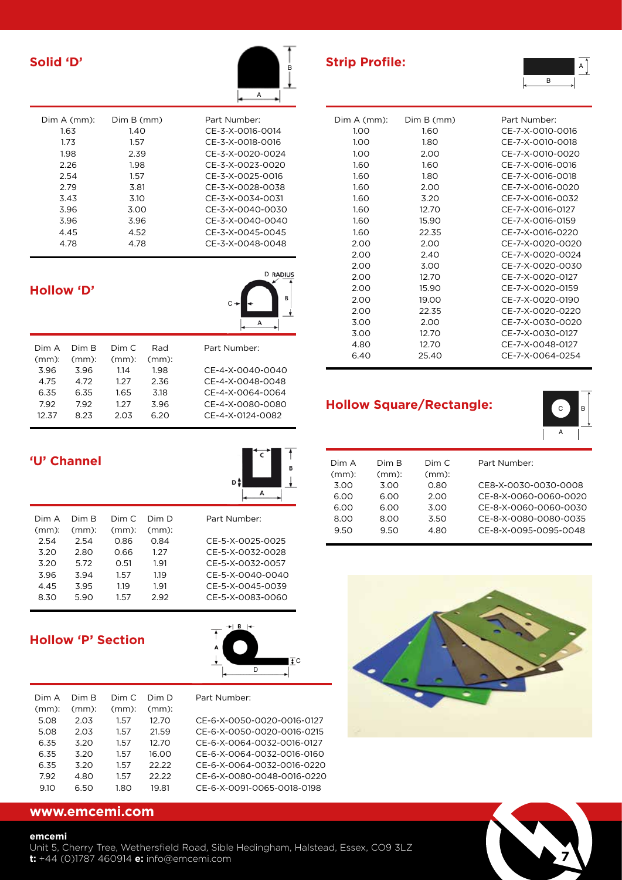## Solid 'D'

| Dim A (mm): | Dim B (mm) | Part Number: |
|---|---|---|
| 1.63 | 1.40 | CE-3-X-0016-0014 |
| 1.73 | 1.57 | CE-3-X-0018-0016 |
| 1.98 | 2.39 | CE-3-X-0020-0024 |
| 2.26 | 1.98 | CE-3-X-0023-0020 |
| 2.54 | 1.57 | CE-3-X-0025-0016 |
| 2.79 | 3.81 | CE-3-X-0028-0038 |
| 3.43 | 3.10 | CE-3-X-0034-0031 |
| 3.96 | 3.00 | CE-3-X-0040-0030 |
| 3.96 | 3.96 | CE-3-X-0040-0040 |
| 4.45 | 4.52 | CE-3-X-0045-0045 |
| 4.78 | 4.78 | CE-3-X-0048-0048 |

## Hollow 'D'

| Dim A (mm): | Dim B (mm): | Dim C (mm): | Rad (mm): | Part Number: |
|---|---|---|---|---|
| 3.96 | 3.96 | 1.14 | 1.98 | CE-4-X-0040-0040 |
| 4.75 | 4.72 | 1.27 | 2.36 | CE-4-X-0048-0048 |
| 6.35 | 6.35 | 1.65 | 3.18 | CE-4-X-0064-0064 |
| 7.92 | 7.92 | 1.27 | 3.96 | CE-4-X-0080-0080 |
| 12.37 | 8.23 | 2.03 | 6.20 | CE-4-X-0124-0082 |

## 'U' Channel

| Dim A (mm): | Dim B (mm): | Dim C (mm): | Dim D (mm): | Part Number: |
|---|---|---|---|---|
| 2.54 | 2.54 | 0.86 | 0.84 | CE-5-X-0025-0025 |
| 3.20 | 2.80 | 0.66 | 1.27 | CE-5-X-0032-0028 |
| 3.20 | 5.72 | 0.51 | 1.91 | CE-5-X-0032-0057 |
| 3.96 | 3.94 | 1.57 | 1.19 | CE-5-X-0040-0040 |
| 4.45 | 3.95 | 1.19 | 1.91 | CE-5-X-0045-0039 |
| 8.30 | 5.90 | 1.57 | 2.92 | CE-5-X-0083-0060 |

## Hollow 'P' Section

| Dim A (mm): | Dim B (mm): | Dim C (mm): | Dim D (mm): | Part Number: |
|---|---|---|---|---|
| 5.08 | 2.03 | 1.57 | 12.70 | CE-6-X-0050-0020-0016-0127 |
| 5.08 | 2.03 | 1.57 | 21.59 | CE-6-X-0050-0020-0016-0215 |
| 6.35 | 3.20 | 1.57 | 12.70 | CE-6-X-0064-0032-0016-0127 |
| 6.35 | 3.20 | 1.57 | 16.00 | CE-6-X-0064-0032-0016-0160 |
| 6.35 | 3.20 | 1.57 | 22.22 | CE-6-X-0064-0032-0016-0220 |
| 7.92 | 4.80 | 1.57 | 22.22 | CE-6-X-0080-0048-0016-0220 |
| 9.10 | 6.50 | 1.80 | 19.81 | CE-6-X-0091-0065-0018-0198 |

## Strip Profile:

| Dim A (mm): | Dim B (mm) | Part Number: |
|---|---|---|
| 1.00 | 1.60 | CE-7-X-0010-0016 |
| 1.00 | 1.80 | CE-7-X-0010-0018 |
| 1.00 | 2.00 | CE-7-X-0010-0020 |
| 1.60 | 1.60 | CE-7-X-0016-0016 |
| 1.60 | 1.80 | CE-7-X-0016-0018 |
| 1.60 | 2.00 | CE-7-X-0016-0020 |
| 1.60 | 3.20 | CE-7-X-0016-0032 |
| 1.60 | 12.70 | CE-7-X-0016-0127 |
| 1.60 | 15.90 | CE-7-X-0016-0159 |
| 1.60 | 22.35 | CE-7-X-0016-0220 |
| 2.00 | 2.00 | CE-7-X-0020-0020 |
| 2.00 | 2.40 | CE-7-X-0020-0024 |
| 2.00 | 3.00 | CE-7-X-0020-0030 |
| 2.00 | 12.70 | CE-7-X-0020-0127 |
| 2.00 | 15.90 | CE-7-X-0020-0159 |
| 2.00 | 19.00 | CE-7-X-0020-0190 |
| 2.00 | 22.35 | CE-7-X-0020-0220 |
| 3.00 | 2.00 | CE-7-X-0030-0020 |
| 3.00 | 12.70 | CE-7-X-0030-0127 |
| 4.80 | 12.70 | CE-7-X-0048-0127 |
| 6.40 | 25.40 | CE-7-X-0064-0254 |

## Hollow Square/Rectangle:

| Dim A (mm): | Dim B (mm): | Dim C (mm): | Part Number: |
|---|---|---|---|
| 3.00 | 3.00 | 0.80 | CE8-X-0030-0030-0008 |
| 6.00 | 6.00 | 2.00 | CE-8-X-0060-0060-0020 |
| 6.00 | 6.00 | 3.00 | CE-8-X-0060-0060-0030 |
| 8.00 | 8.00 | 3.50 | CE-8-X-0080-0080-0035 |
| 9.50 | 9.50 | 4.80 | CE-8-X-0095-0095-0048 |

**www.emcemi.com**

**emcemi**
Unit 5, Cherry Tree, Wethersfield Road, Sible Hedingham, Halstead, Essex, CO9 3LZ
**t:** +44 (0)1787 460914 **e:** info@emcemi.com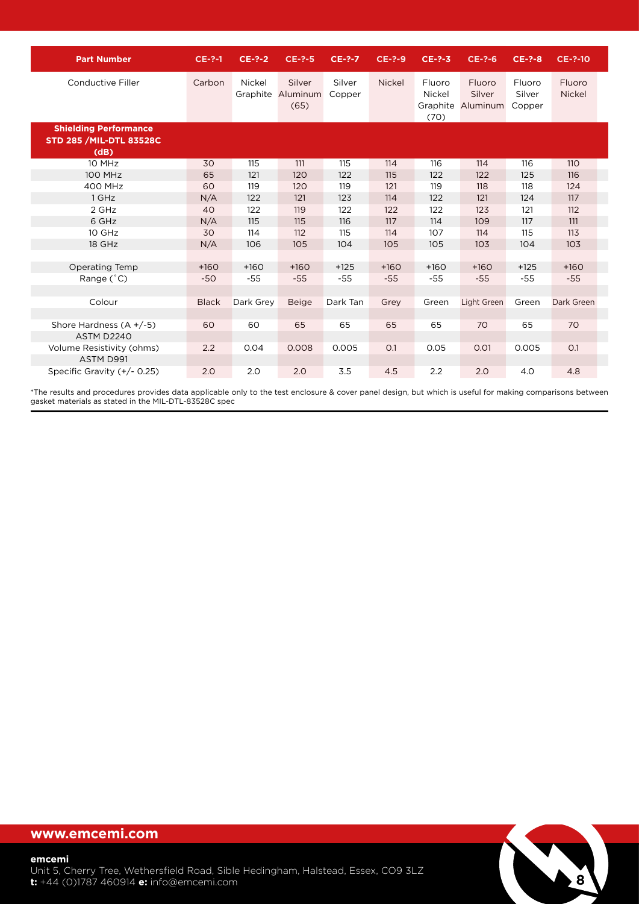| Part Number | CE-?-1 | CE-?-2 | CE-?-5 | CE-?-7 | CE-?-9 | CE-?-3 | CE-?-6 | CE-?-8 | CE-?-10 |
|---|---|---|---|---|---|---|---|---|---|
| Conductive Filler | Carbon | Nickel Graphite | Silver Aluminum (65) | Silver Copper | Nickel | Fluoro Nickel Graphite (70) | Fluoro Silver Aluminum | Fluoro Silver Copper | Fluoro Nickel |
| **Shielding Performance STD 285 /MIL-DTL 83528C (dB)** | | | | | | | | | |
| 10 MHz | 30 | 115 | 111 | 115 | 114 | 116 | 114 | 116 | 110 |
| 100 MHz | 65 | 121 | 120 | 122 | 115 | 122 | 122 | 125 | 116 |
| 400 MHz | 60 | 119 | 120 | 119 | 121 | 119 | 118 | 118 | 124 |
| 1 GHz | N/A | 122 | 121 | 123 | 114 | 122 | 121 | 124 | 117 |
| 2 GHz | 40 | 122 | 119 | 122 | 122 | 122 | 123 | 121 | 112 |
| 6 GHz | N/A | 115 | 115 | 116 | 117 | 114 | 109 | 117 | 111 |
| 10 GHz | 30 | 114 | 112 | 115 | 114 | 107 | 114 | 115 | 113 |
| 18 GHz | N/A | 106 | 105 | 104 | 105 | 105 | 103 | 104 | 103 |
| | | | | | | | | | |
| Operating Temp | +160 | +160 | +160 | +125 | +160 | +160 | +160 | +125 | +160 |
| Range (˚C) | -50 | -55 | -55 | -55 | -55 | -55 | -55 | -55 | -55 |
| | | | | | | | | | |
| Colour | Black | Dark Grey | Beige | Dark Tan | Grey | Green | Light Green | Green | Dark Green |
| | | | | | | | | | |
| Shore Hardness (A +/-5) | 60 | 60 | 65 | 65 | 65 | 65 | 70 | 65 | 70 |
| ASTM D2240 | | | | | | | | | |
| Volume Resistivity (ohms) | 2.2 | 0.04 | 0.008 | 0.005 | 0.1 | 0.05 | 0.01 | 0.005 | 0.1 |
| ASTM D991 | | | | | | | | | |
| Specific Gravity (+/- 0.25) | 2.0 | 2.0 | 2.0 | 3.5 | 4.5 | 2.2 | 2.0 | 4.0 | 4.8 |

*The results and procedures provides data applicable only to the test enclosure & cover panel design, but which is useful for making comparisons between gasket materials as stated in the MIL-DTL-83528C spec

**www.emcemi.com**

**emcemi**
Unit 5, Cherry Tree, Wethersfield Road, Sible Hedingham, Halstead, Essex, CO9 3LZ
**t:** +44 (0)1787 460914 **e:** info@emcemi.com